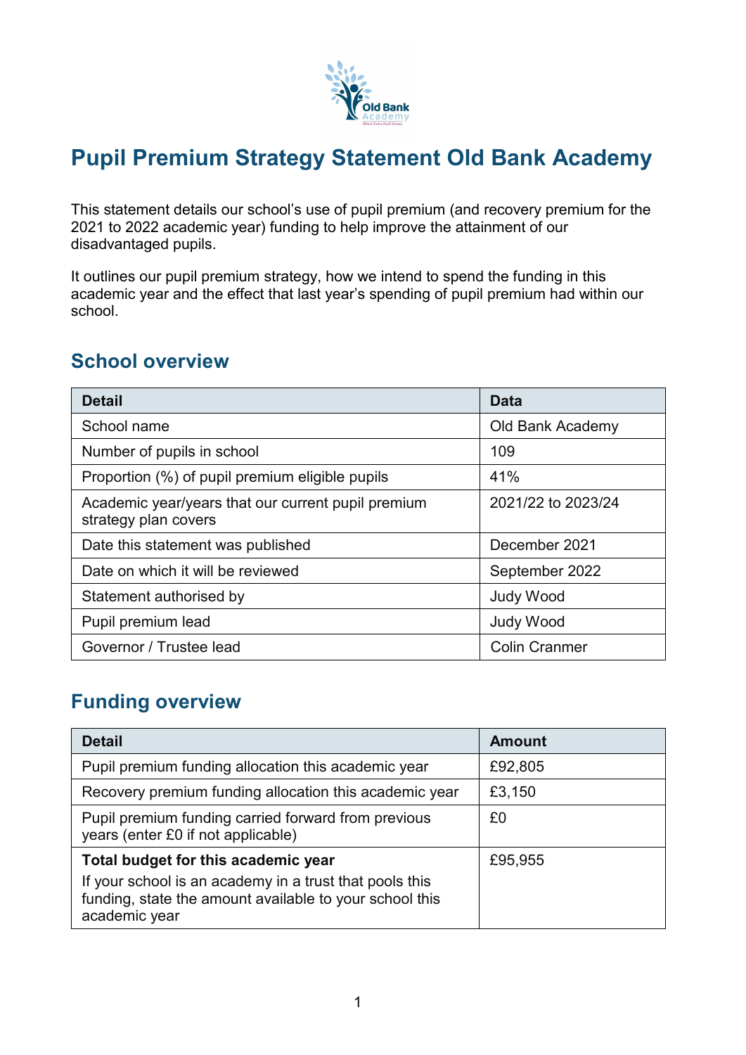# Pupil Premium Strategy Statement Old Bank Academy

This statement details our school's use of pupil premium (and recovery premium for the 2021 to 2022 academic year) funding to help improve the attainment of our disadvantaged pupils.

It outlines our pupil premium strategy, how we intend to spend the funding in this academic year and the effect that last year's spending of pupil premium had within our school.

## School overview

| Detail | Data |
| --- | --- |
| School name | Old Bank Academy |
| Number of pupils in school | 109 |
| Proportion (%) of pupil premium eligible pupils | 41% |
| Academic year/years that our current pupil premium strategy plan covers | 2021/22 to 2023/24 |
| Date this statement was published | December 2021 |
| Date on which it will be reviewed | September 2022 |
| Statement authorised by | Judy Wood |
| Pupil premium lead | Judy Wood |
| Governor / Trustee lead | Colin Cranmer |

## Funding overview

| Detail | Amount |
| --- | --- |
| Pupil premium funding allocation this academic year | £92,805 |
| Recovery premium funding allocation this academic year | £3,150 |
| Pupil premium funding carried forward from previous years (enter £0 if not applicable) | £0 |
| **Total budget for this academic year**<br>If your school is an academy in a trust that pools this funding, state the amount available to your school this academic year | £95,955 |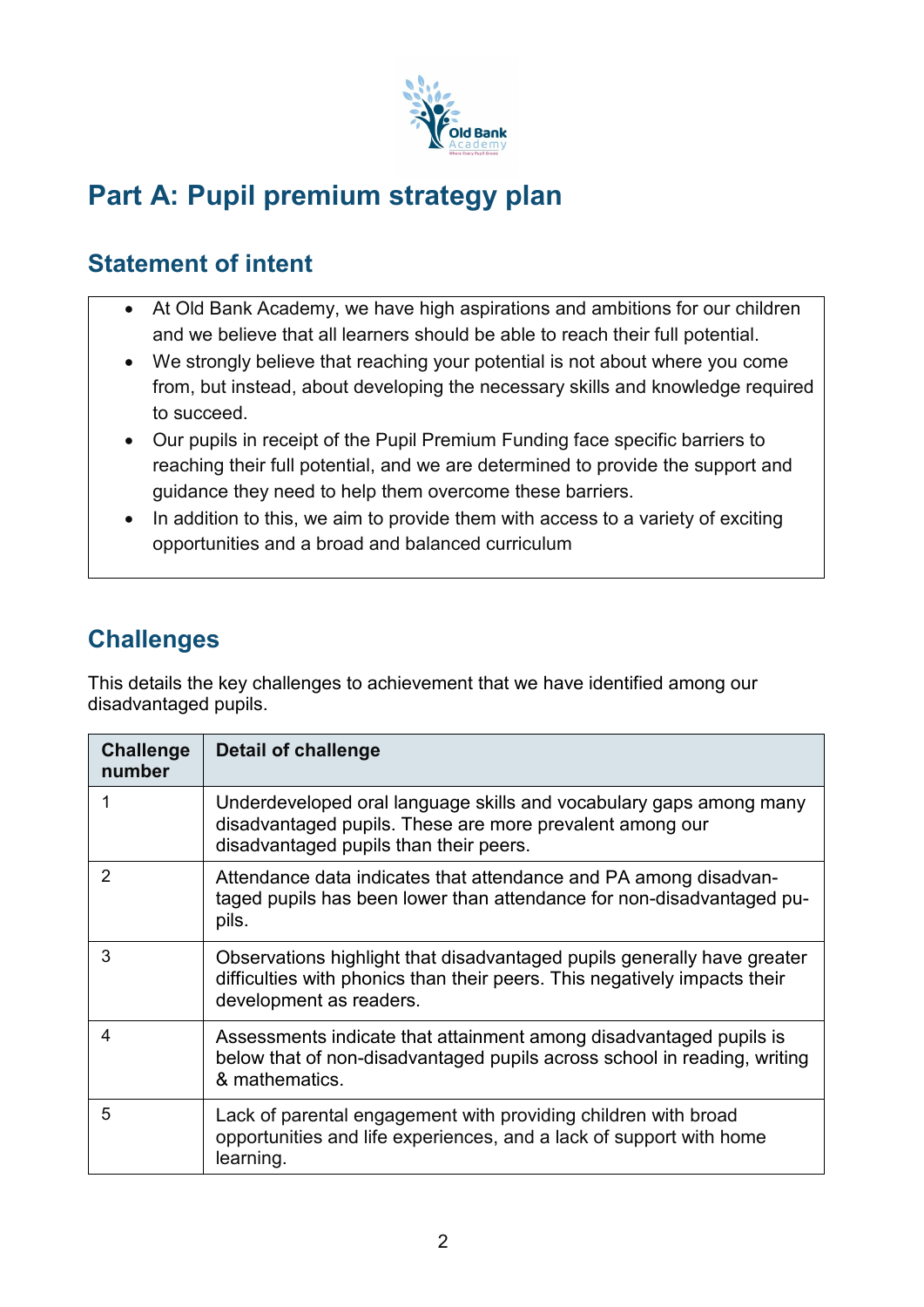# Part A: Pupil premium strategy plan

## Statement of intent

- At Old Bank Academy, we have high aspirations and ambitions for our children and we believe that all learners should be able to reach their full potential.
- We strongly believe that reaching your potential is not about where you come from, but instead, about developing the necessary skills and knowledge required to succeed.
- Our pupils in receipt of the Pupil Premium Funding face specific barriers to reaching their full potential, and we are determined to provide the support and guidance they need to help them overcome these barriers.
- In addition to this, we aim to provide them with access to a variety of exciting opportunities and a broad and balanced curriculum

## Challenges

This details the key challenges to achievement that we have identified among our disadvantaged pupils.

| Challenge number | Detail of challenge |
| --- | --- |
| 1 | Underdeveloped oral language skills and vocabulary gaps among many disadvantaged pupils. These are more prevalent among our disadvantaged pupils than their peers. |
| 2 | Attendance data indicates that attendance and PA among disadvantaged pupils has been lower than attendance for non-disadvantaged pupils. |
| 3 | Observations highlight that disadvantaged pupils generally have greater difficulties with phonics than their peers. This negatively impacts their development as readers. |
| 4 | Assessments indicate that attainment among disadvantaged pupils is below that of non-disadvantaged pupils across school in reading, writing & mathematics. |
| 5 | Lack of parental engagement with providing children with broad opportunities and life experiences, and a lack of support with home learning. |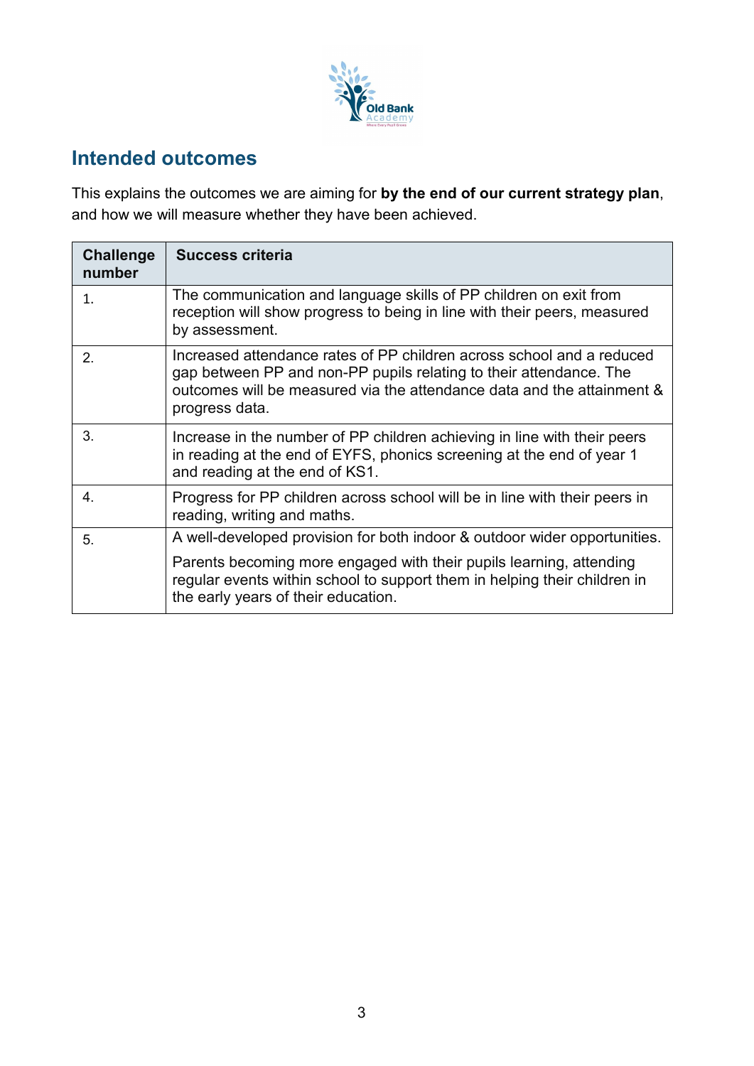## Intended outcomes

This explains the outcomes we are aiming for **by the end of our current strategy plan**, and how we will measure whether they have been achieved.

| Challenge number | Success criteria |
|---|---|
| 1. | The communication and language skills of PP children on exit from reception will show progress to being in line with their peers, measured by assessment. |
| 2. | Increased attendance rates of PP children across school and a reduced gap between PP and non-PP pupils relating to their attendance. The outcomes will be measured via the attendance data and the attainment & progress data. |
| 3. | Increase in the number of PP children achieving in line with their peers in reading at the end of EYFS, phonics screening at the end of year 1 and reading at the end of KS1. |
| 4. | Progress for PP children across school will be in line with their peers in reading, writing and maths. |
| 5. | A well-developed provision for both indoor & outdoor wider opportunities.<br><br>Parents becoming more engaged with their pupils learning, attending regular events within school to support them in helping their children in the early years of their education. |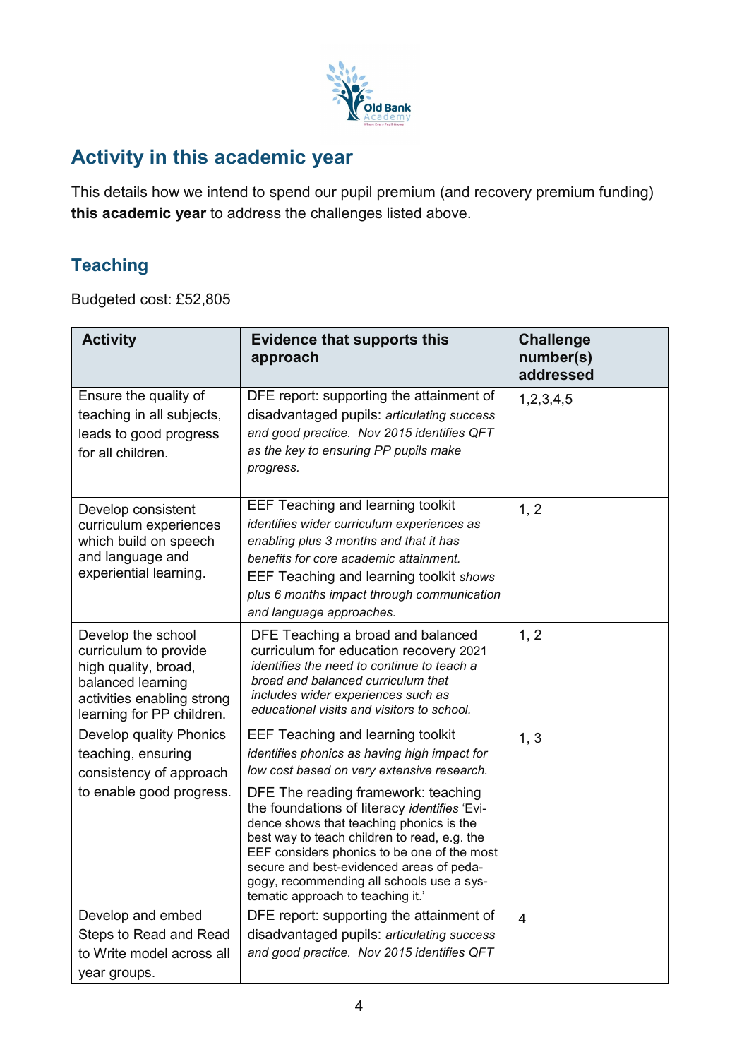## Activity in this academic year

This details how we intend to spend our pupil premium (and recovery premium funding) **this academic year** to address the challenges listed above.

### Teaching

Budgeted cost: £52,805

| Activity | Evidence that supports this approach | Challenge number(s) addressed |
|---|---|---|
| Ensure the quality of teaching in all subjects, leads to good progress for all children. | DFE report: supporting the attainment of disadvantaged pupils: *articulating success and good practice. Nov 2015 identifies QFT as the key to ensuring PP pupils make progress.* | 1,2,3,4,5 |
| Develop consistent curriculum experiences which build on speech and language and experiential learning. | EEF Teaching and learning toolkit *identifies wider curriculum experiences as enabling plus 3 months and that it has benefits for core academic attainment.* EEF Teaching and learning toolkit *shows plus 6 months impact through communication and language approaches.* | 1, 2 |
| Develop the school curriculum to provide high quality, broad, balanced learning activities enabling strong learning for PP children. | DFE Teaching a broad and balanced curriculum for education recovery 2021 *identifies the need to continue to teach a broad and balanced curriculum that includes wider experiences such as educational visits and visitors to school.* | 1, 2 |
| Develop quality Phonics teaching, ensuring consistency of approach to enable good progress. | EEF Teaching and learning toolkit *identifies phonics as having high impact for low cost based on very extensive research.* DFE The reading framework: teaching the foundations of literacy *identifies* 'Evidence shows that teaching phonics is the best way to teach children to read, e.g. the EEF considers phonics to be one of the most secure and best-evidenced areas of pedagogy, recommending all schools use a systematic approach to teaching it.' | 1, 3 |
| Develop and embed Steps to Read and Read to Write model across all year groups. | DFE report: supporting the attainment of disadvantaged pupils: *articulating success and good practice. Nov 2015 identifies QFT* | 4 |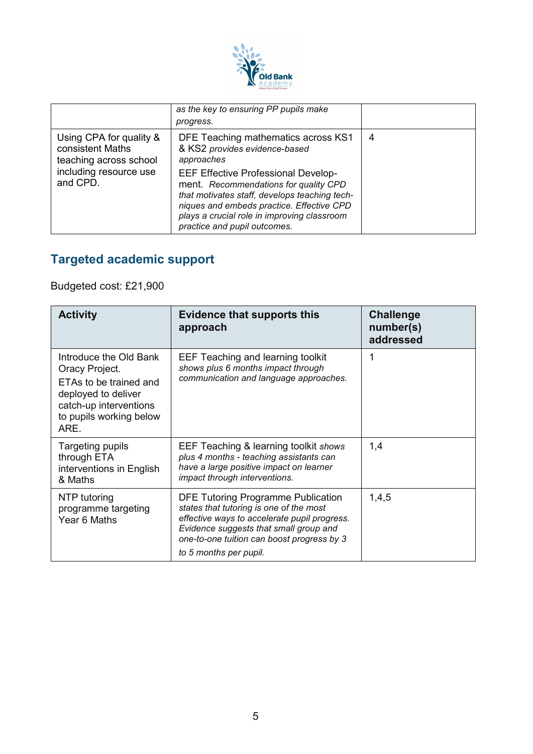| | *as the key to ensuring PP pupils make progress.* | |
|---|---|---|
| Using CPA for quality & consistent Maths teaching across school including resource use and CPD. | DFE Teaching mathematics across KS1 & KS2 *provides evidence-based approaches*<br>EEF Effective Professional Development. *Recommendations for quality CPD that motivates staff, develops teaching techniques and embeds practice. Effective CPD plays a crucial role in improving classroom practice and pupil outcomes.* | 4 |

## Targeted academic support

Budgeted cost: £21,900

| Activity | Evidence that supports this approach | Challenge number(s) addressed |
|---|---|---|
| Introduce the Old Bank Oracy Project.<br>ETAs to be trained and deployed to deliver catch-up interventions to pupils working below ARE. | EEF Teaching and learning toolkit *shows plus 6 months impact through communication and language approaches.* | 1 |
| Targeting pupils through ETA interventions in English & Maths | EEF Teaching & learning toolkit *shows plus 4 months - teaching assistants can have a large positive impact on learner impact through interventions.* | 1,4 |
| NTP tutoring programme targeting Year 6 Maths | DFE Tutoring Programme Publication *states that tutoring is one of the most effective ways to accelerate pupil progress. Evidence suggests that small group and one-to-one tuition can boost progress by 3 to 5 months per pupil.* | 1,4,5 |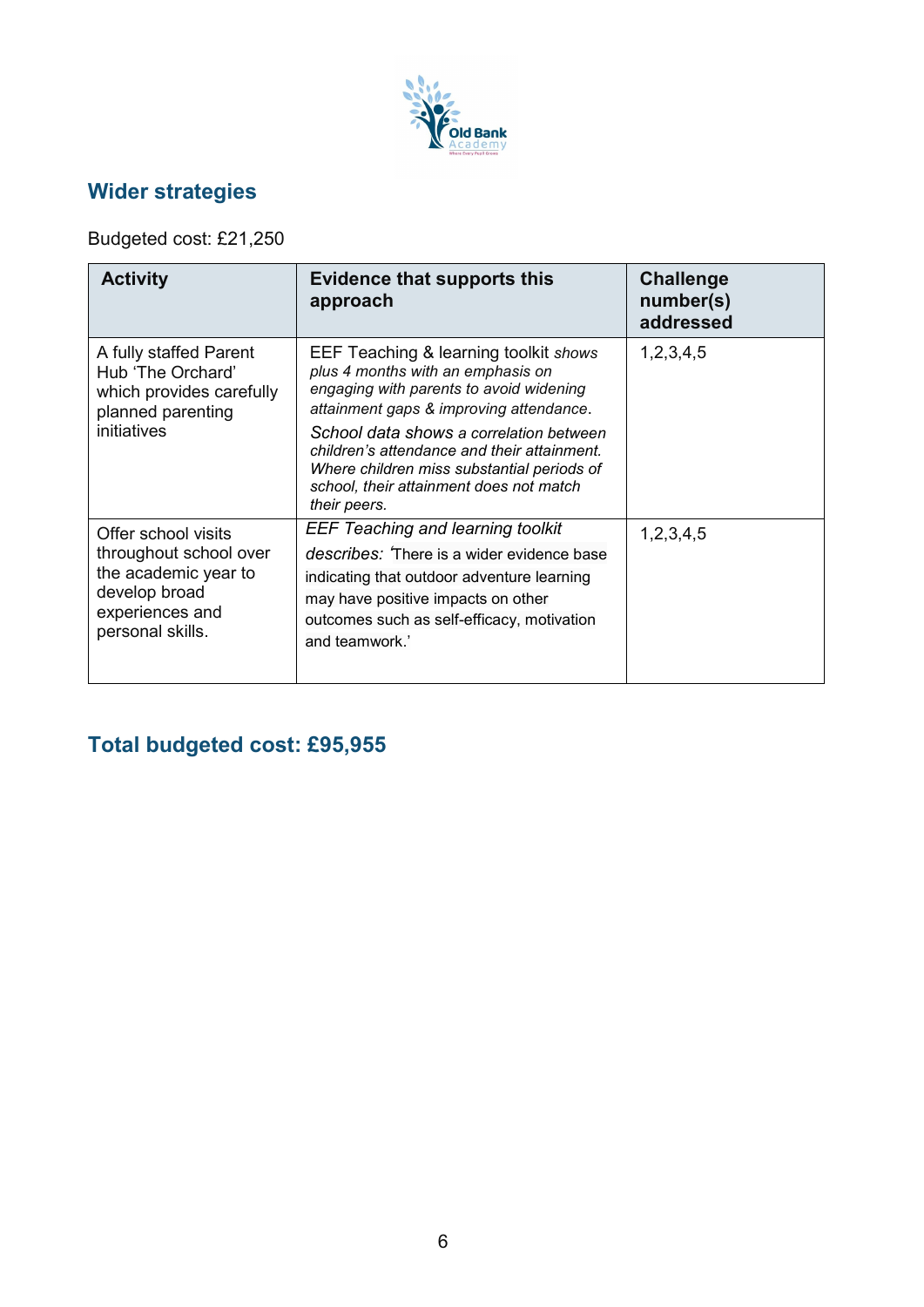## Wider strategies

Budgeted cost: £21,250

| Activity | Evidence that supports this approach | Challenge number(s) addressed |
|---|---|---|
| A fully staffed Parent Hub 'The Orchard' which provides carefully planned parenting initiatives | EEF Teaching & learning toolkit *shows plus 4 months with an emphasis on engaging with parents to avoid widening attainment gaps & improving attendance*. *School data shows a correlation between children's attendance and their attainment. Where children miss substantial periods of school, their attainment does not match their peers.* | 1,2,3,4,5 |
| Offer school visits throughout school over the academic year to develop broad experiences and personal skills. | *EEF Teaching and learning toolkit describes:* 'There is a wider evidence base indicating that outdoor adventure learning may have positive impacts on other outcomes such as self-efficacy, motivation and teamwork.' | 1,2,3,4,5 |

## Total budgeted cost: £95,955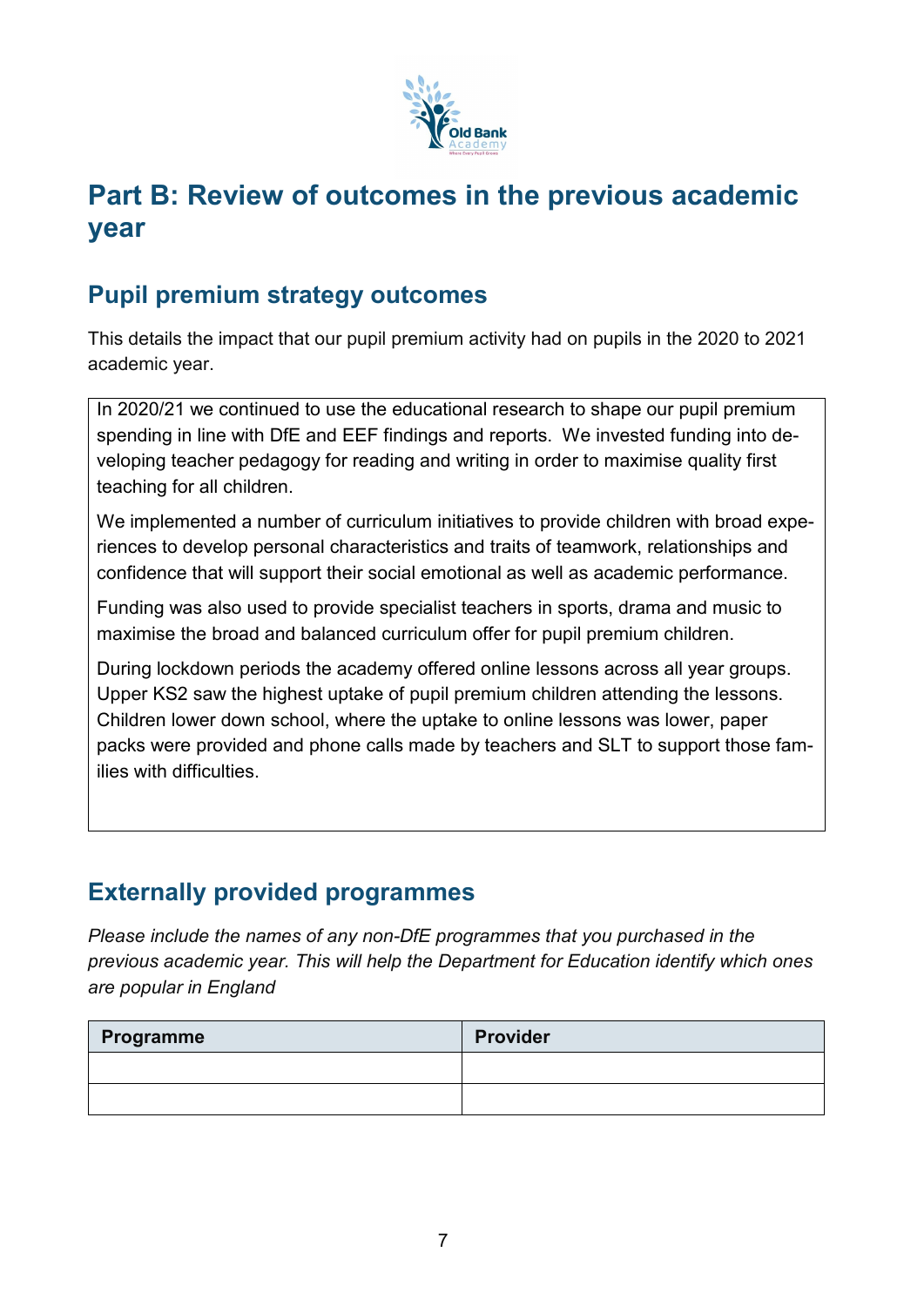# Part B: Review of outcomes in the previous academic year

## Pupil premium strategy outcomes

This details the impact that our pupil premium activity had on pupils in the 2020 to 2021 academic year.

In 2020/21 we continued to use the educational research to shape our pupil premium spending in line with DfE and EEF findings and reports. We invested funding into developing teacher pedagogy for reading and writing in order to maximise quality first teaching for all children.

We implemented a number of curriculum initiatives to provide children with broad experiences to develop personal characteristics and traits of teamwork, relationships and confidence that will support their social emotional as well as academic performance.

Funding was also used to provide specialist teachers in sports, drama and music to maximise the broad and balanced curriculum offer for pupil premium children.

During lockdown periods the academy offered online lessons across all year groups. Upper KS2 saw the highest uptake of pupil premium children attending the lessons. Children lower down school, where the uptake to online lessons was lower, paper packs were provided and phone calls made by teachers and SLT to support those families with difficulties.

## Externally provided programmes

*Please include the names of any non-DfE programmes that you purchased in the previous academic year. This will help the Department for Education identify which ones are popular in England*

| Programme | Provider |
|---|---|
| | |
| | |